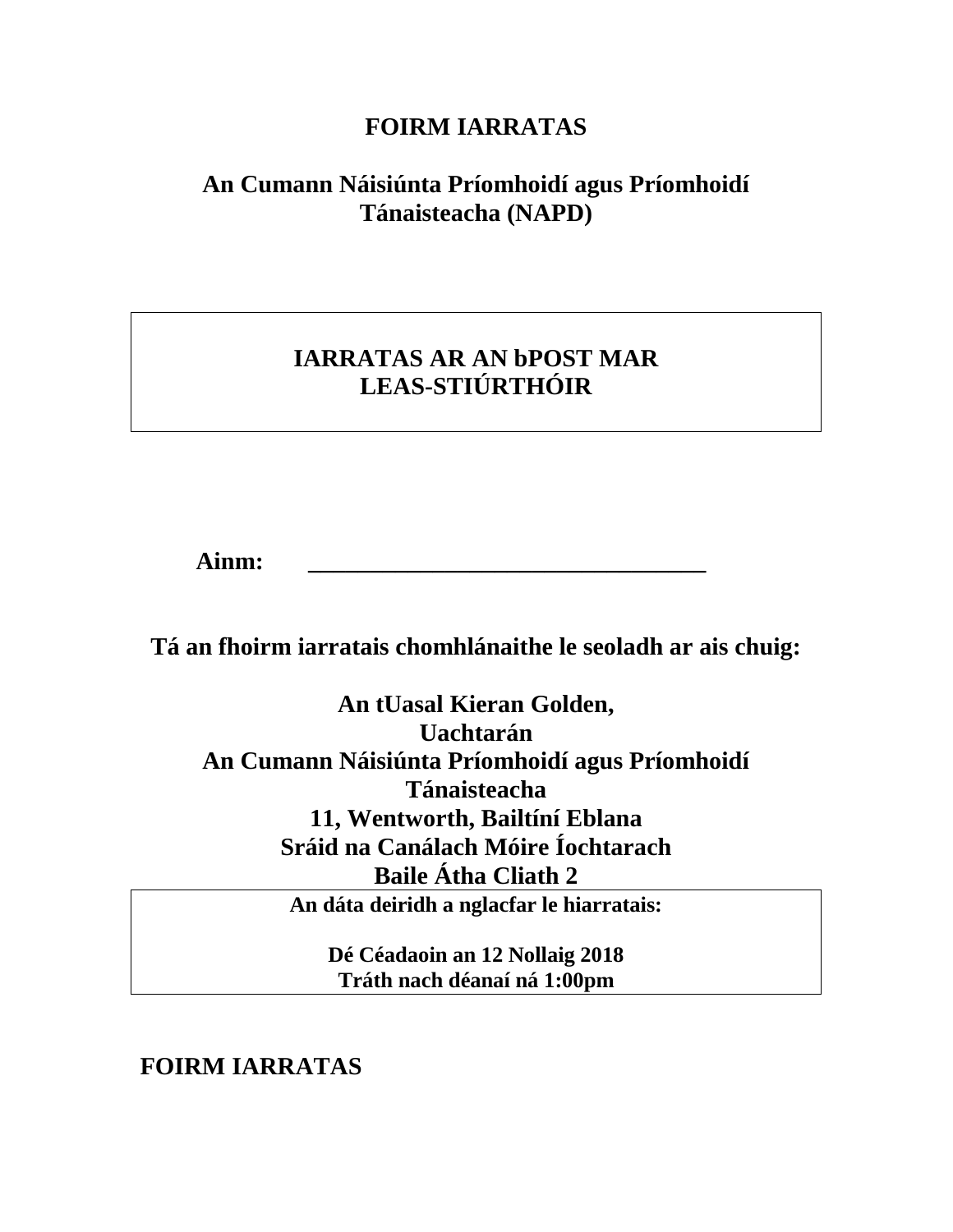# FOIRM IARRATAS

## An Cumann Náisiúnta Príomhoidí agus Príomhoidí Tánaisteacha (NAPD)

**IARRATAS AR AN bPOST MAR LEAS-STIÚRTHÓIR**

**Ainm:** ________________________________

**Tá an fhoirm iarratais chomhlánaithe le seoladh ar ais chuig:**

**An tUasal Kieran Golden,**
**Uachtarán**
**An Cumann Náisiúnta Príomhoidí agus Príomhoidí Tánaisteacha**
**11, Wentworth, Bailtíní Eblana**
**Sráid na Canálach Móire Íochtarach**
**Baile Átha Cliath 2**

**An dáta deiridh a nglacfar le hiarratais:**

**Dé Céadaoin an 12 Nollaig 2018**
**Tráth nach déanaí ná 1:00pm**

## FOIRM IARRATAS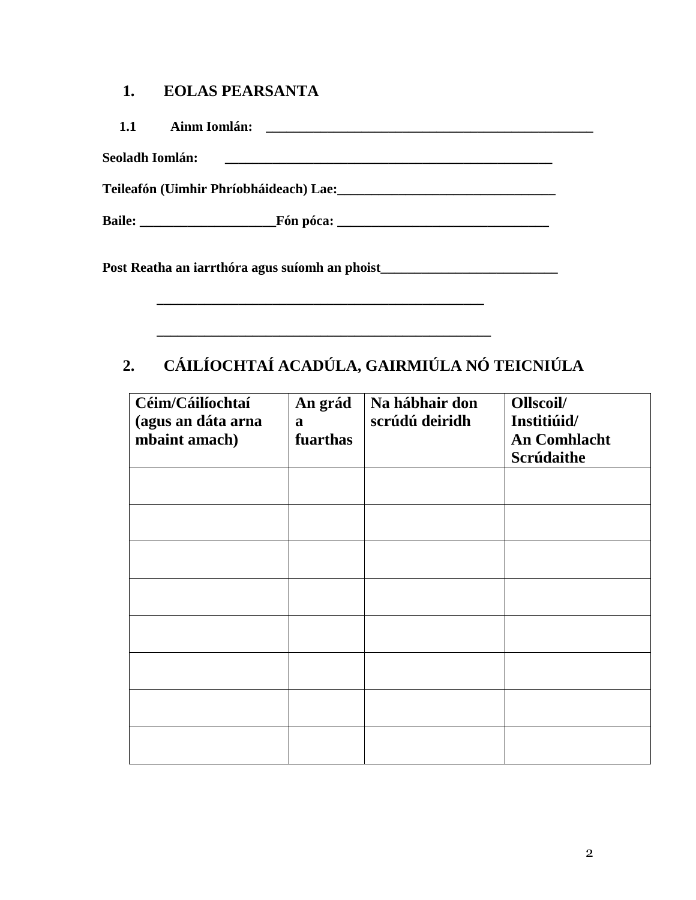## 1. EOLAS PEARSANTA

**1.1 Ainm Iomlán: ________________________________________________**

**Seoladh Iomlán: ________________________________________________**

**Teileafón (Uimhir Phríobháideach) Lae:________________________________**

**Baile: ____________________Fón póca: _______________________________**

**Post Reatha an iarrthóra agus suíomh an phoist__________________________**

**________________________________________________**

**________________________________________________**

## 2. CÁILÍOCHTAÍ ACADÚLA, GAIRMIÚLA NÓ TEICNIÚLA

| Céim/Cáilíochtaí (agus an dáta arna mbaint amach) | An grád a fuarthas | Na hábhair don scrúdú deiridh | Ollscoil/ Institiúid/ An Comhlacht Scrúdaithe |
|---|---|---|---|
| | | | |
| | | | |
| | | | |
| | | | |
| | | | |
| | | | |
| | | | |
| | | | |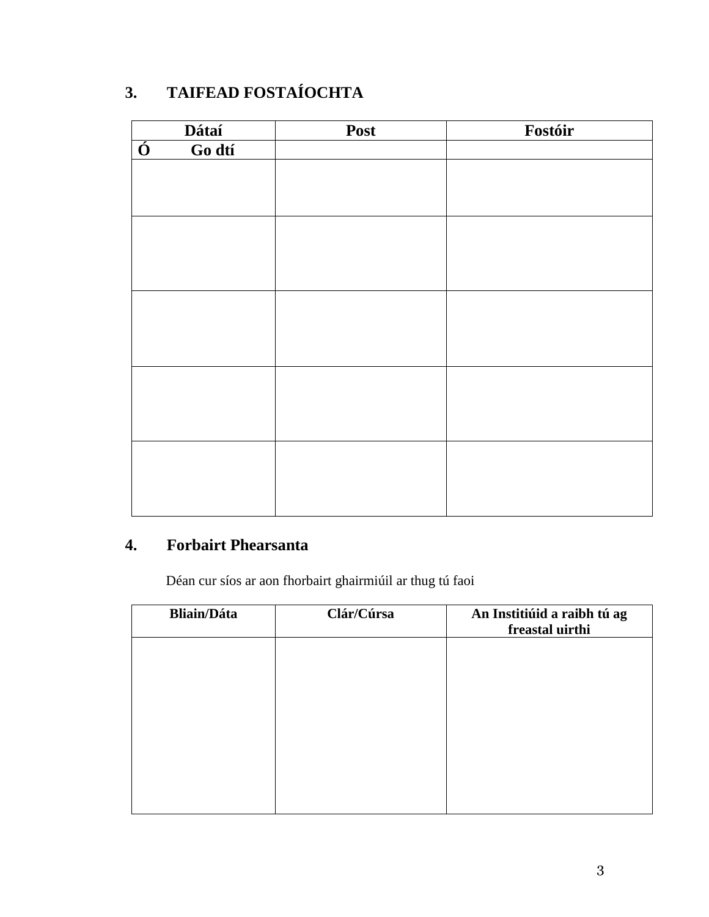## 3. TAIFEAD FOSTAÍOCHTA

| Dátaí | Post | Fostóir |
|---|---|---|
| **Ó Go dtí** | | |
| | | |
| | | |
| | | |
| | | |
| | | |

## 4. Forbairt Phearsanta

Déan cur síos ar aon fhorbairt ghairmiúil ar thug tú faoi

| Bliain/Dáta | Clár/Cúrsa | An Institiúid a raibh tú ag freastal uirthi |
|---|---|---|
| | | |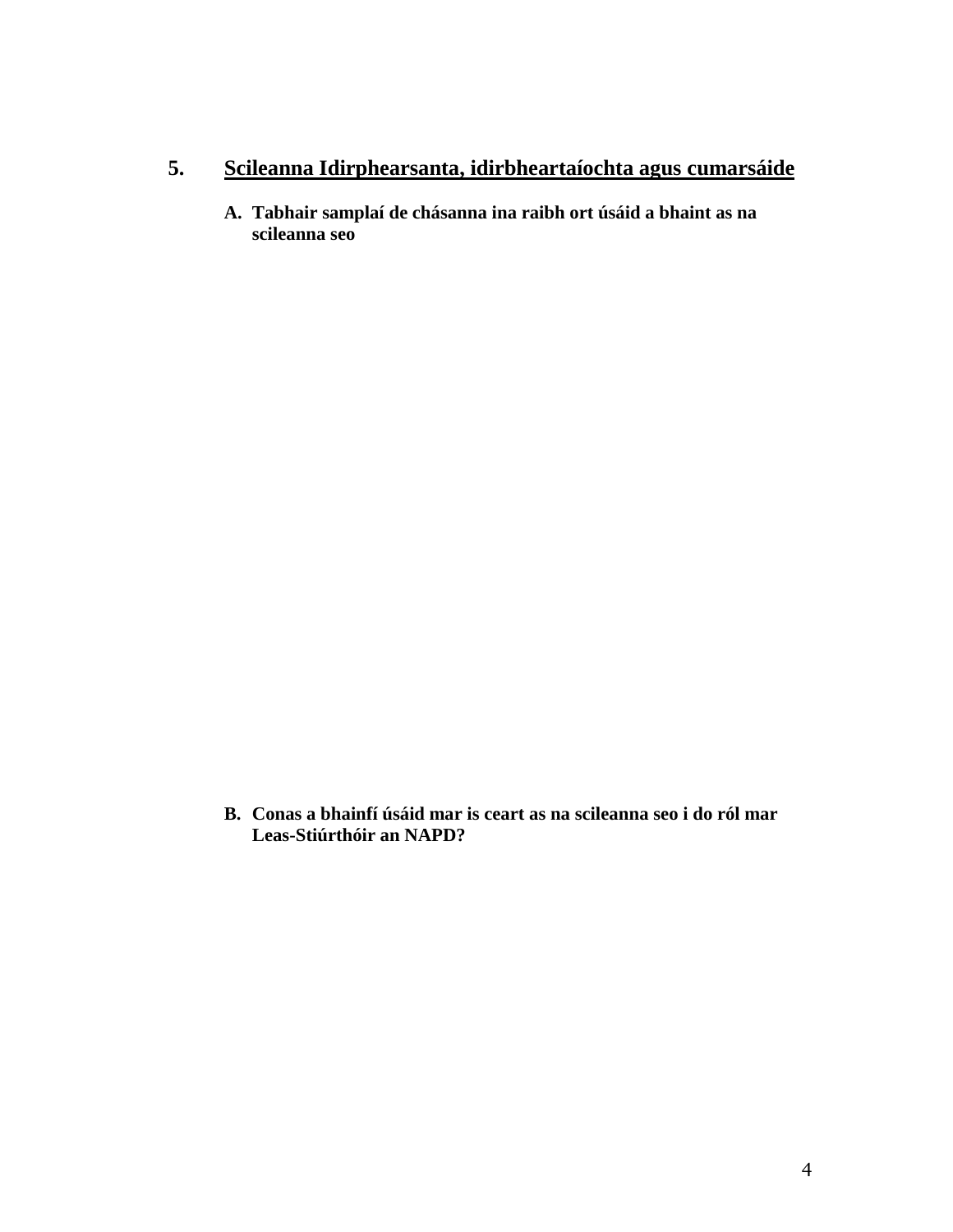## 5. Scileanna Idirphearsanta, idirbheartaíochta agus cumarsáide

**A. Tabhair samplaí de chásanna ina raibh ort úsáid a bhaint as na scileanna seo**

**B. Conas a bhainfí úsáid mar is ceart as na scileanna seo i do ról mar Leas-Stiúrthóir an NAPD?**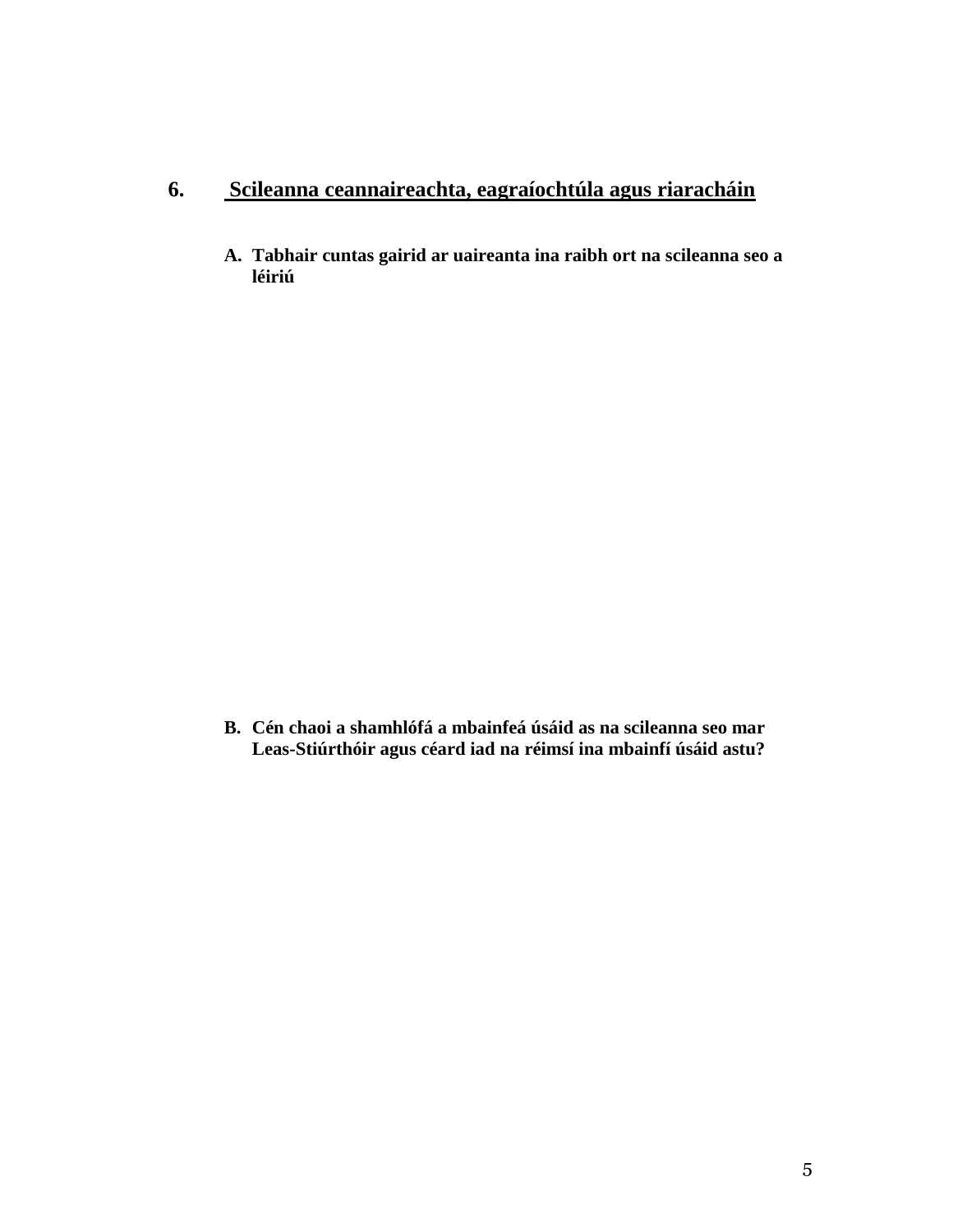## 6. Scileanna ceannaireachta, eagraíochtúla agus riaracháin

**A. Tabhair cuntas gairid ar uaireanta ina raibh ort na scileanna seo a léiriú**

**B. Cén chaoi a shamhlófá a mbainfeá úsáid as na scileanna seo mar Leas-Stiúrthóir agus céard iad na réimsí ina mbainfí úsáid astu?**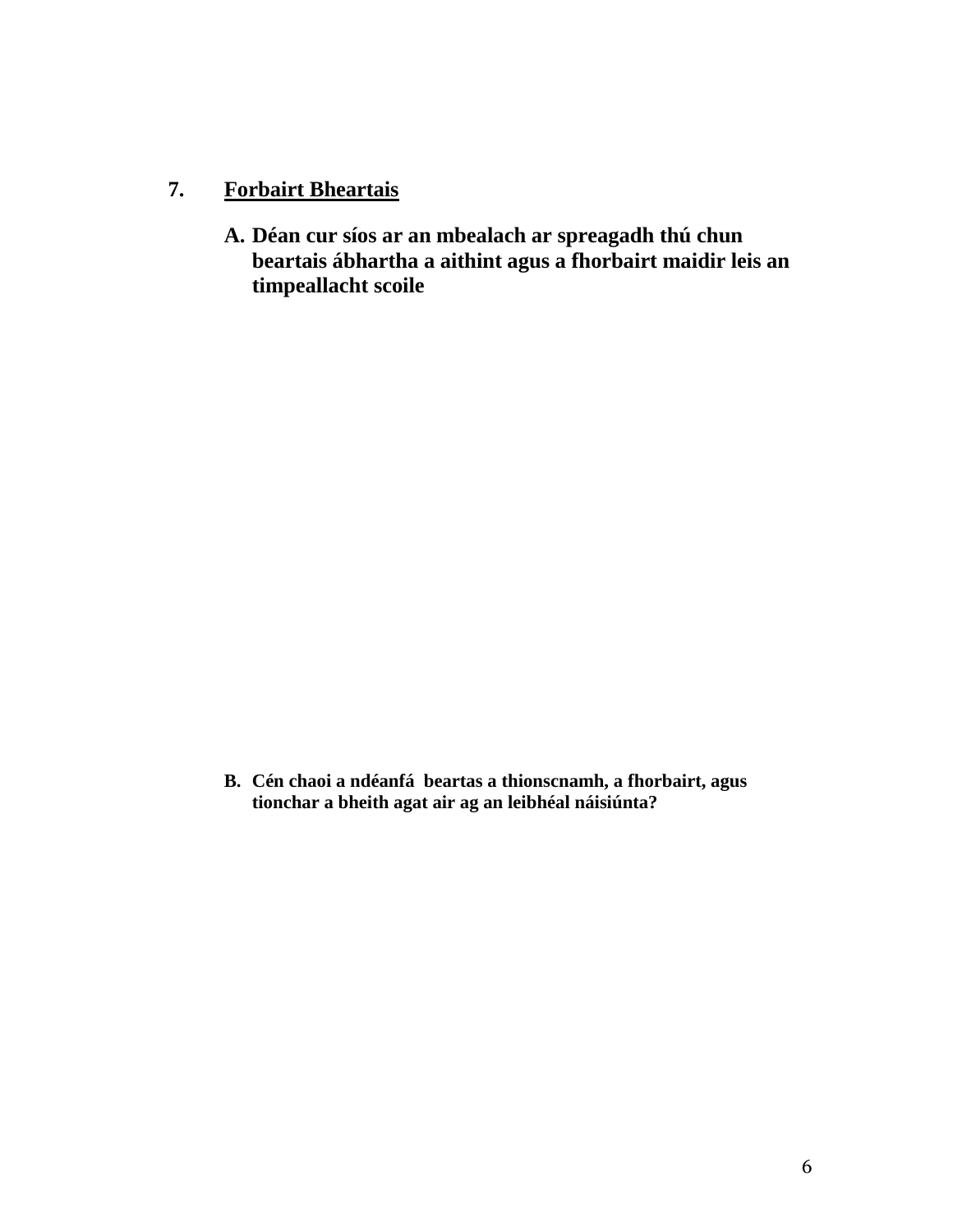## 7. <u>Forbairt Bheartais</u>

**A. Déan cur síos ar an mbealach ar spreagadh thú chun beartais ábhartha a aithint agus a fhorbairt maidir leis an timpeallacht scoile**

**B. Cén chaoi a ndéanfá beartas a thionscnamh, a fhorbairt, agus tionchar a bheith agat air ag an leibhéal náisiúnta?**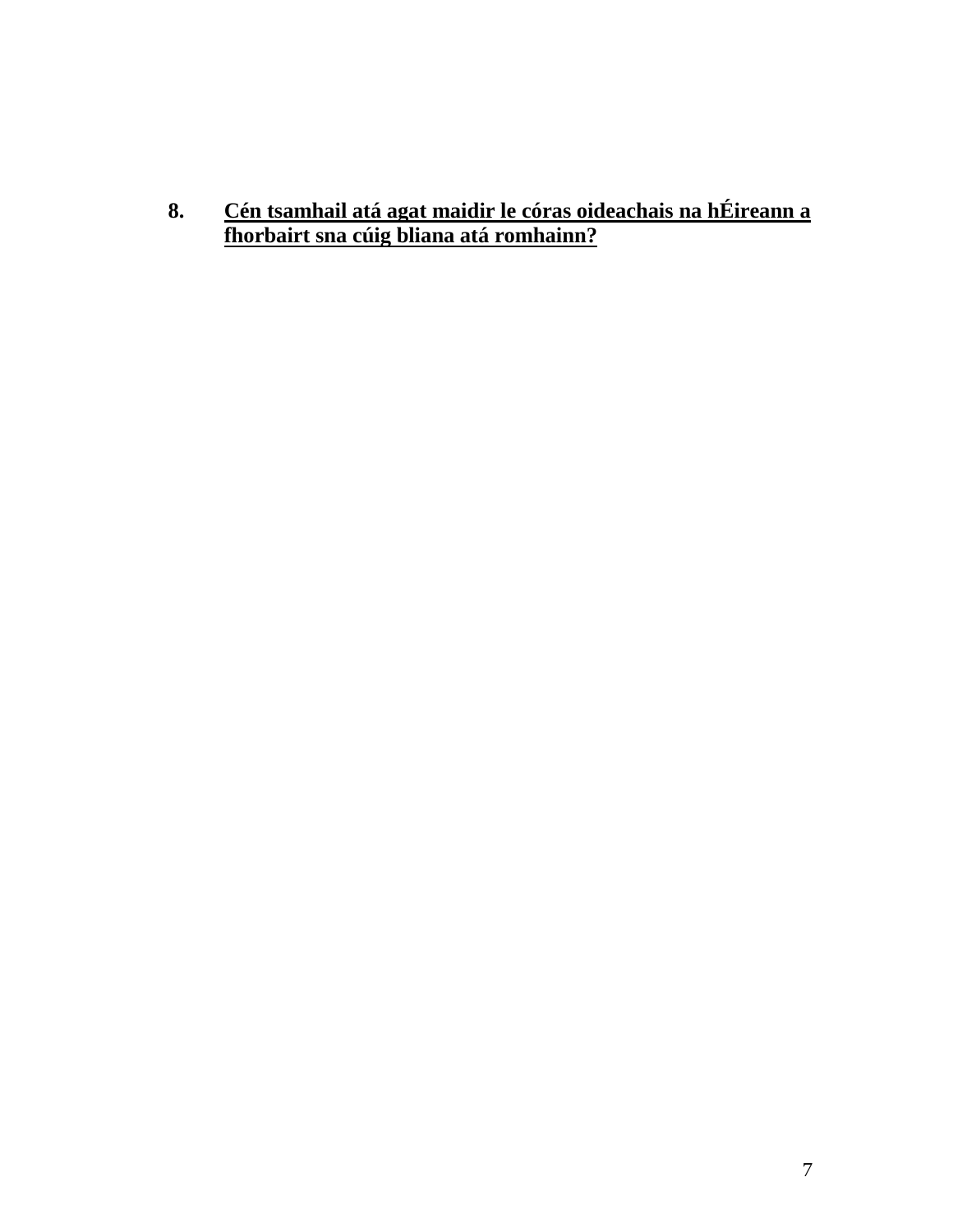8. **<u>Cén tsamhail atá agat maidir le córas oideachais na hÉireann a fhorbairt sna cúig bliana atá romhainn?</u>**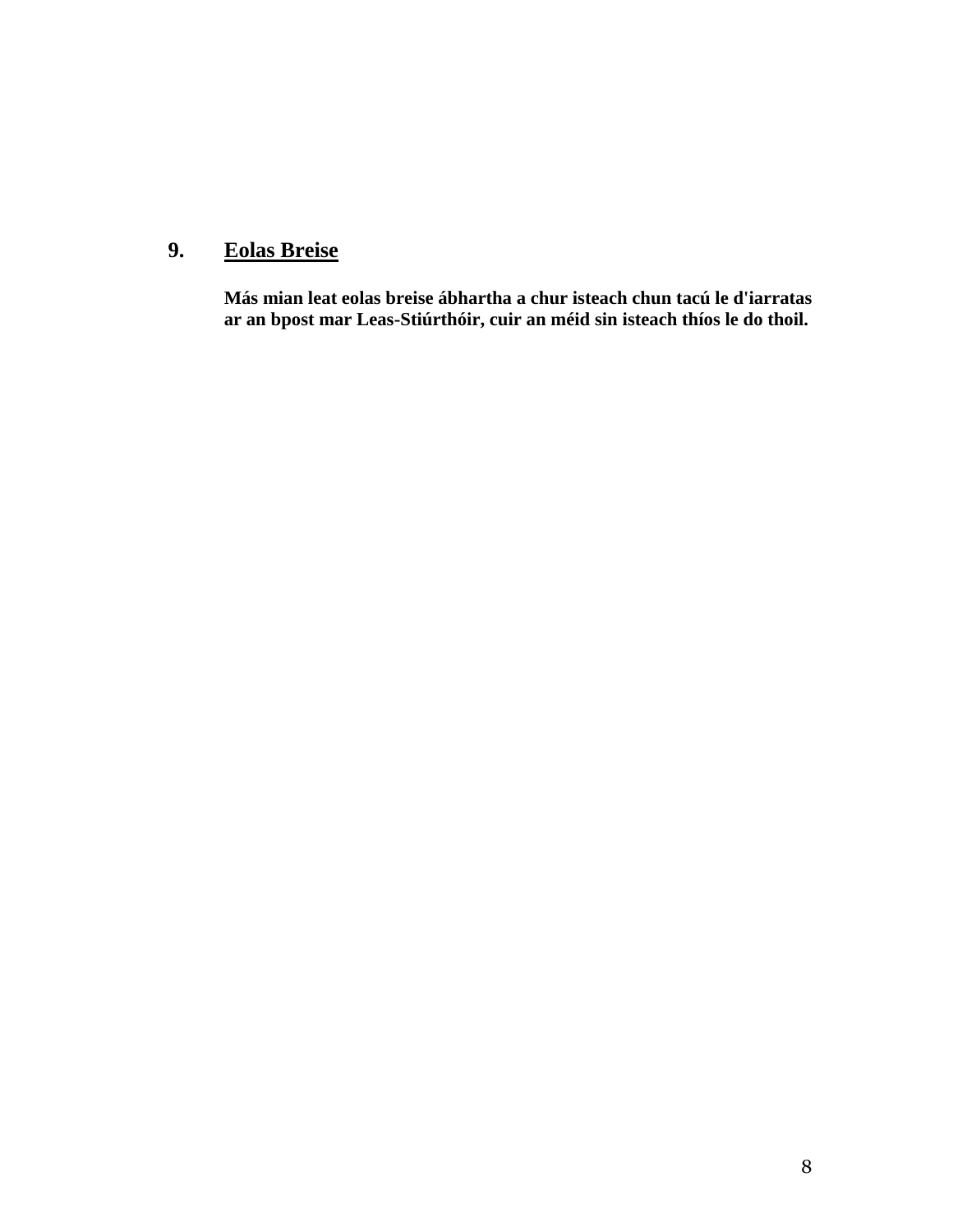## 9. Eolas Breise

**Más mian leat eolas breise ábhartha a chur isteach chun tacú le d'iarratas ar an bpost mar Leas-Stiúrthóir, cuir an méid sin isteach thíos le do thoil.**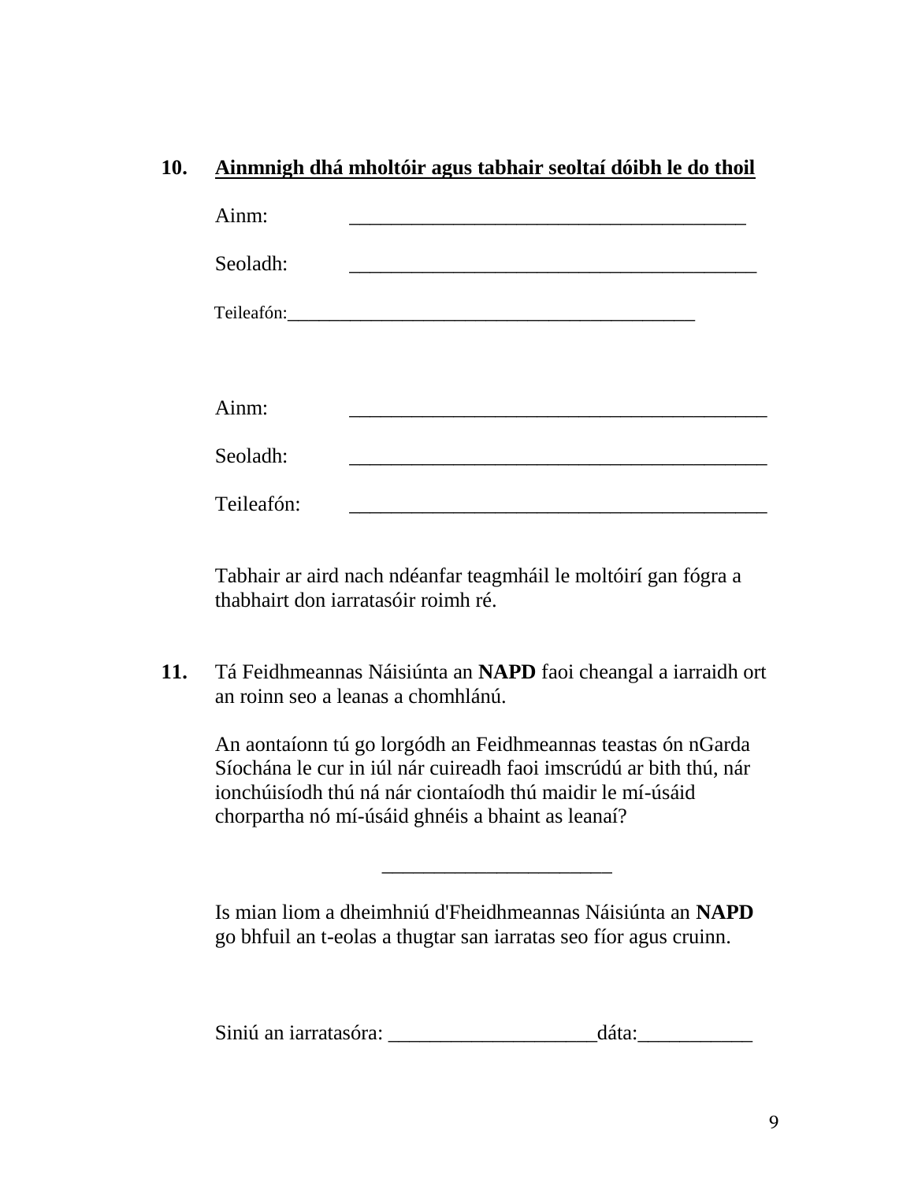**10.** **<u>Ainmnigh dhá mholtóir agus tabhair seoltaí dóibh le do thoil</u>**

Ainm: ______________________________________

Seoladh: _______________________________________

Teileafón:_______________________________________________

Ainm: ________________________________________

Seoladh: ________________________________________

Teileafón: ________________________________________

Tabhair ar aird nach ndéanfar teagmháil le moltóirí gan fógra a thabhairt don iarratasóir roimh ré.

**11.** Tá Feidhmeannas Náisiúnta an **NAPD** faoi cheangal a iarraidh ort an roinn seo a leanas a chomhlánú.

An aontaíonn tú go lorgódh an Feidhmeannas teastas ón nGarda Síochána le cur in iúl nár cuireadh faoi imscrúdú ar bith thú, nár ionchúisíodh thú ná nár ciontaíodh thú maidir le mí-úsáid chorpartha nó mí-úsáid ghnéis a bhaint as leanaí?

______________________

Is mian liom a dheimhniú d'Fheidhmeannas Náisiúnta an **NAPD** go bhfuil an t-eolas a thugtar san iarratas seo fíor agus cruinn.

Siniú an iarratasóra: ____________________dáta:___________